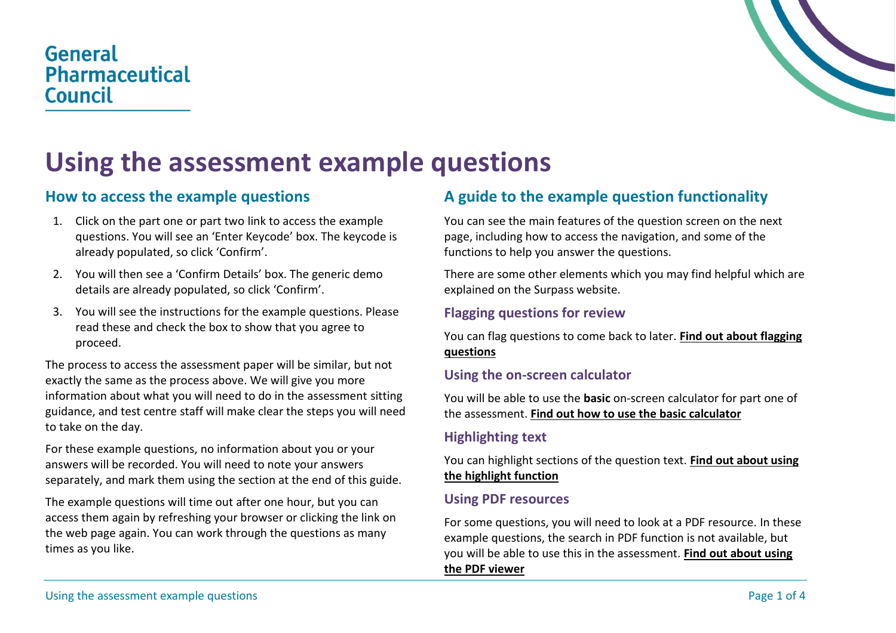General Pharmaceutical Council

# Using the assessment example questions

## How to access the example questions

1. Click on the part one or part two link to access the example questions. You will see an 'Enter Keycode' box. The keycode is already populated, so click 'Confirm'.
2. You will then see a 'Confirm Details' box. The generic demo details are already populated, so click 'Confirm'.
3. You will see the instructions for the example questions. Please read these and check the box to show that you agree to proceed.

The process to access the assessment paper will be similar, but not exactly the same as the process above. We will give you more information about what you will need to do in the assessment sitting guidance, and test centre staff will make clear the steps you will need to take on the day.

For these example questions, no information about you or your answers will be recorded. You will need to note your answers separately, and mark them using the section at the end of this guide.

The example questions will time out after one hour, but you can access them again by refreshing your browser or clicking the link on the web page again. You can work through the questions as many times as you like.

## A guide to the example question functionality

You can see the main features of the question screen on the next page, including how to access the navigation, and some of the functions to help you answer the questions.

There are some other elements which you may find helpful which are explained on the Surpass website.

### Flagging questions for review

You can flag questions to come back to later. **Find out about flagging questions**

### Using the on-screen calculator

You will be able to use the **basic** on-screen calculator for part one of the assessment. **Find out how to use the basic calculator**

### Highlighting text

You can highlight sections of the question text. **Find out about using the highlight function**

### Using PDF resources

For some questions, you will need to look at a PDF resource. In these example questions, the search in PDF function is not available, but you will be able to use this in the assessment. **Find out about using the PDF viewer**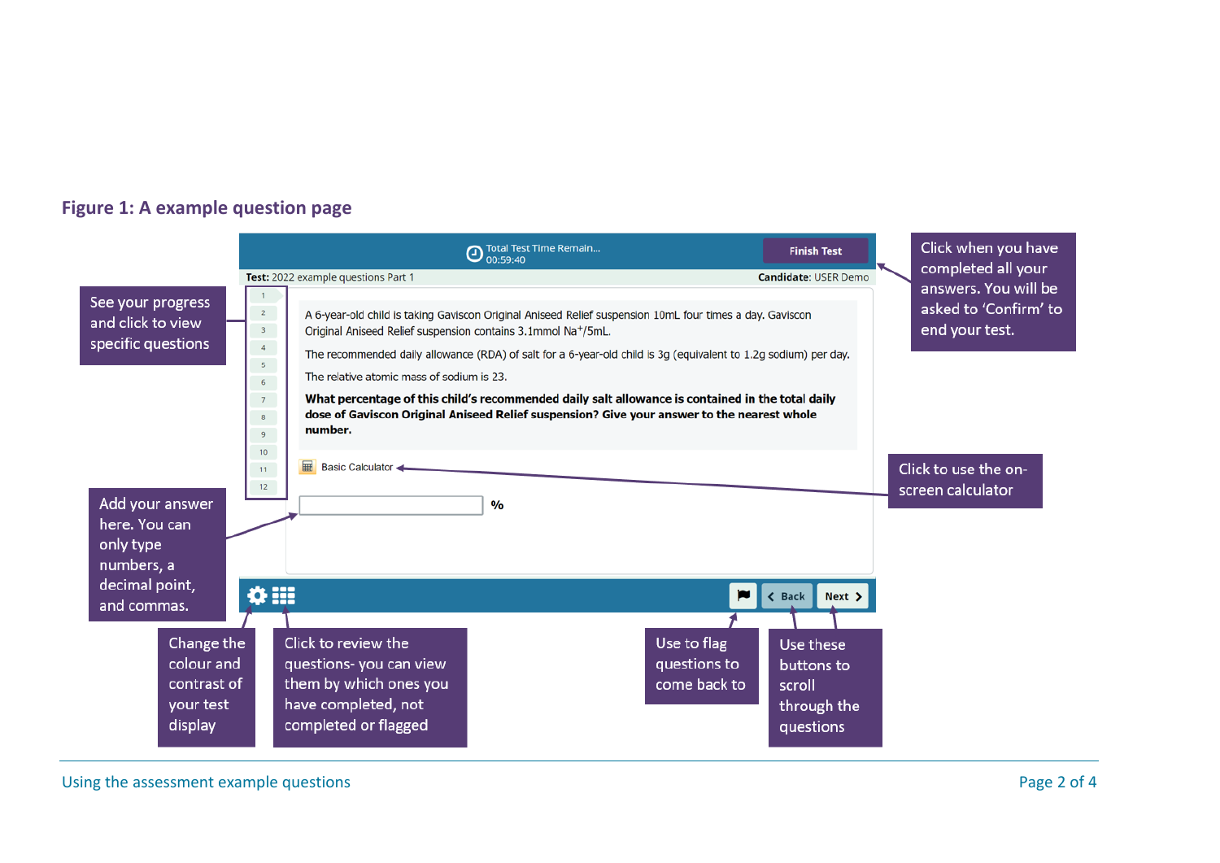## Figure 1: A example question page

Total Test Time Remain... 00:59:40

Finish Test

**Test:** 2022 example questions Part 1

**Candidate:** USER Demo

1 2 3 4 5 6 7 8 9 10 11 12

A 6-year-old child is taking Gaviscon Original Aniseed Relief suspension 10mL four times a day. Gaviscon Original Aniseed Relief suspension contains 3.1mmol $Na^+$/5mL.

The recommended daily allowance (RDA) of salt for a 6-year-old child is 3g (equivalent to 1.2g sodium) per day.

The relative atomic mass of sodium is 23.

**What percentage of this child's recommended daily salt allowance is contained in the total daily dose of Gaviscon Original Aniseed Relief suspension? Give your answer to the nearest whole number.**

Basic Calculator

%

Back Next

- See your progress and click to view specific questions
- Click when you have completed all your answers. You will be asked to 'Confirm' to end your test.
- Click to use the on-screen calculator
- Add your answer here. You can only type numbers, a decimal point, and commas.
- Change the colour and contrast of your test display
- Click to review the questions- you can view them by which ones you have completed, not completed or flagged
- Use to flag questions to come back to
- Use these buttons to scroll through the questions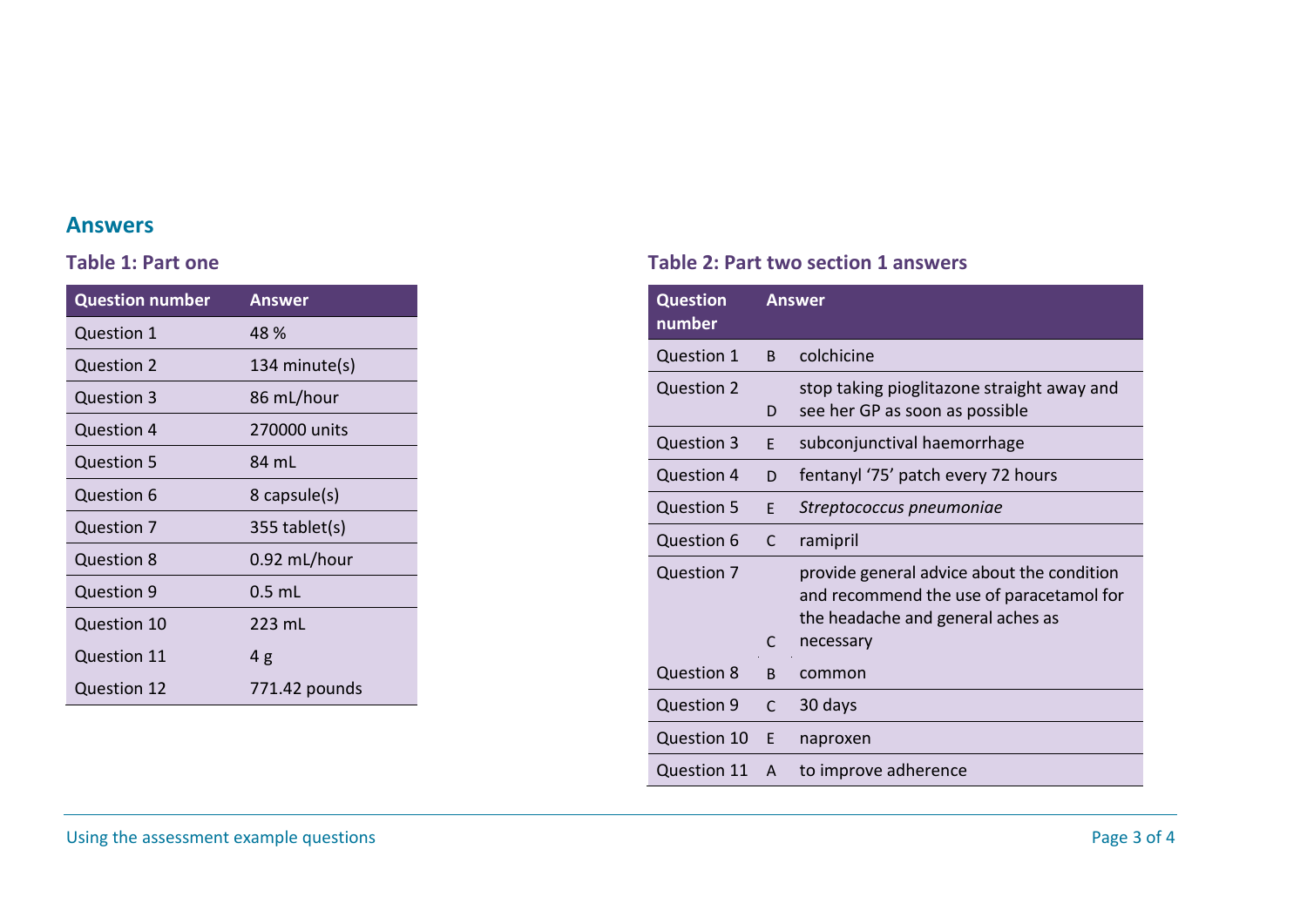## Answers

### Table 1: Part one

| Question number | Answer |
|---|---|
| Question 1 | 48 % |
| Question 2 | 134 minute(s) |
| Question 3 | 86 mL/hour |
| Question 4 | 270000 units |
| Question 5 | 84 mL |
| Question 6 | 8 capsule(s) |
| Question 7 | 355 tablet(s) |
| Question 8 | 0.92 mL/hour |
| Question 9 | 0.5 mL |
| Question 10 | 223 mL |
| Question 11 | 4 g |
| Question 12 | 771.42 pounds |

### Table 2: Part two section 1 answers

| Question number | Answer | |
|---|---|---|
| Question 1 | B | colchicine |
| Question 2 | D | stop taking pioglitazone straight away and see her GP as soon as possible |
| Question 3 | E | subconjunctival haemorrhage |
| Question 4 | D | fentanyl '75' patch every 72 hours |
| Question 5 | E | *Streptococcus pneumoniae* |
| Question 6 | C | ramipril |
| Question 7 | C | provide general advice about the condition and recommend the use of paracetamol for the headache and general aches as necessary |
| Question 8 | B | common |
| Question 9 | C | 30 days |
| Question 10 | E | naproxen |
| Question 11 | A | to improve adherence |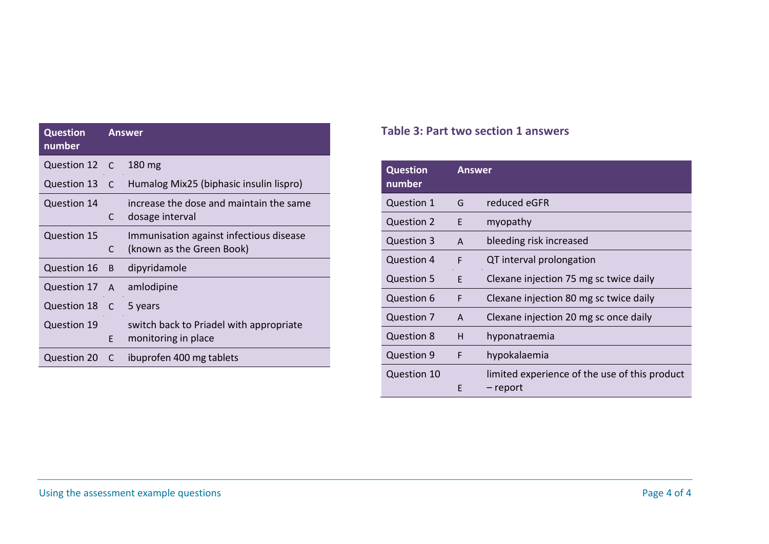| Question number | Answer | |
|---|---|---|
| Question 12 | C | 180 mg |
| Question 13 | C | Humalog Mix25 (biphasic insulin lispro) |
| Question 14 | C | increase the dose and maintain the same dosage interval |
| Question 15 | C | Immunisation against infectious disease (known as the Green Book) |
| Question 16 | B | dipyridamole |
| Question 17 | A | amlodipine |
| Question 18 | C | 5 years |
| Question 19 | E | switch back to Priadel with appropriate monitoring in place |
| Question 20 | C | ibuprofen 400 mg tablets |

### Table 3: Part two section 1 answers

| Question number | Answer | |
|---|---|---|
| Question 1 | G | reduced eGFR |
| Question 2 | E | myopathy |
| Question 3 | A | bleeding risk increased |
| Question 4 | F | QT interval prolongation |
| Question 5 | E | Clexane injection 75 mg sc twice daily |
| Question 6 | F | Clexane injection 80 mg sc twice daily |
| Question 7 | A | Clexane injection 20 mg sc once daily |
| Question 8 | H | hyponatraemia |
| Question 9 | F | hypokalaemia |
| Question 10 | E | limited experience of the use of this product – report |